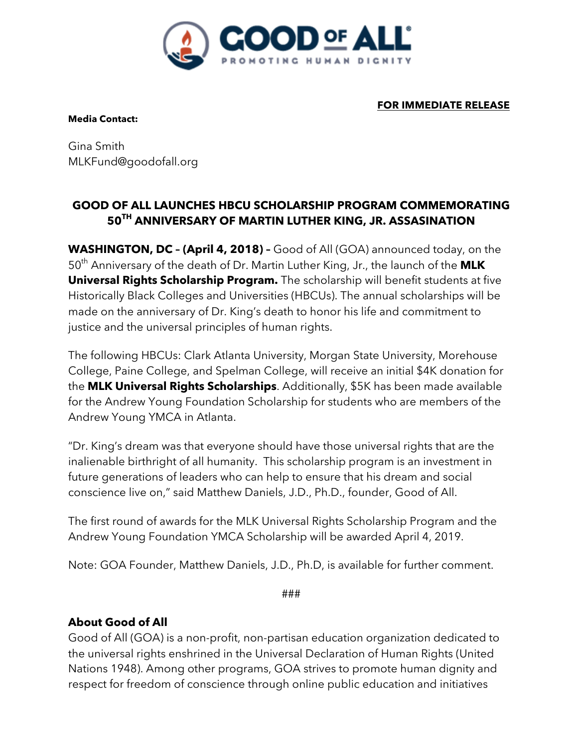**FOR IMMEDIATE RELEASE**

**Media Contact:**

Gina Smith
MLKFund@goodofall.org

# GOOD OF ALL LAUNCHES HBCU SCHOLARSHIP PROGRAM COMMEMORATING 50TH ANNIVERSARY OF MARTIN LUTHER KING, JR. ASSASINATION

**WASHINGTON, DC – (April 4, 2018) –** Good of All (GOA) announced today, on the 50th Anniversary of the death of Dr. Martin Luther King, Jr., the launch of the **MLK Universal Rights Scholarship Program.** The scholarship will benefit students at five Historically Black Colleges and Universities (HBCUs). The annual scholarships will be made on the anniversary of Dr. King's death to honor his life and commitment to justice and the universal principles of human rights.

The following HBCUs: Clark Atlanta University, Morgan State University, Morehouse College, Paine College, and Spelman College, will receive an initial $4K donation for the **MLK Universal Rights Scholarships**. Additionally, $5K has been made available for the Andrew Young Foundation Scholarship for students who are members of the Andrew Young YMCA in Atlanta.

"Dr. King's dream was that everyone should have those universal rights that are the inalienable birthright of all humanity. This scholarship program is an investment in future generations of leaders who can help to ensure that his dream and social conscience live on," said Matthew Daniels, J.D., Ph.D., founder, Good of All.

The first round of awards for the MLK Universal Rights Scholarship Program and the Andrew Young Foundation YMCA Scholarship will be awarded April 4, 2019.

Note: GOA Founder, Matthew Daniels, J.D., Ph.D, is available for further comment.

###

## About Good of All

Good of All (GOA) is a non-profit, non-partisan education organization dedicated to the universal rights enshrined in the Universal Declaration of Human Rights (United Nations 1948). Among other programs, GOA strives to promote human dignity and respect for freedom of conscience through online public education and initiatives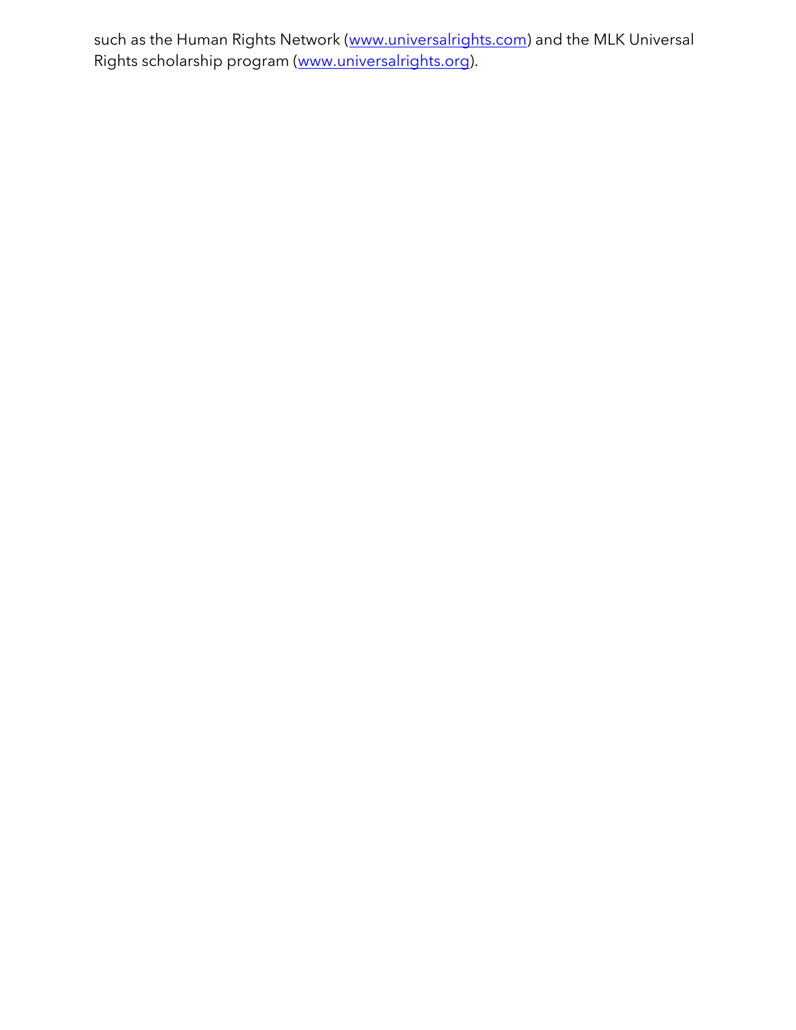such as the Human Rights Network ([www.universalrights.com](http://www.universalrights.com)) and the MLK Universal Rights scholarship program ([www.universalrights.org](http://www.universalrights.org)).